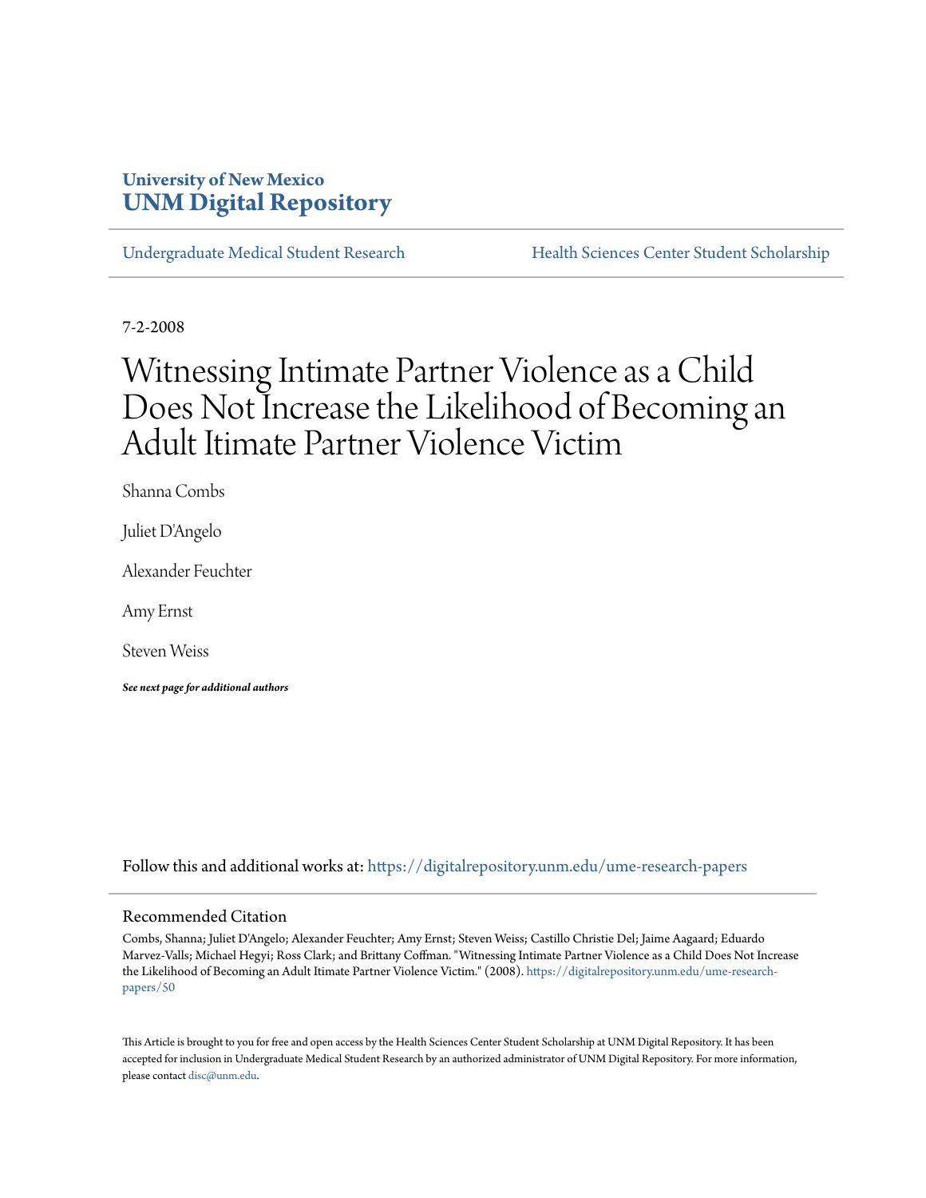University of New Mexico
**UNM Digital Repository**

Undergraduate Medical Student Research | Health Sciences Center Student Scholarship

7-2-2008

# Witnessing Intimate Partner Violence as a Child Does Not Increase the Likelihood of Becoming an Adult Itimate Partner Violence Victim

Shanna Combs

Juliet D'Angelo

Alexander Feuchter

Amy Ernst

Steven Weiss

***See next page for additional authors***

Follow this and additional works at: https://digitalrepository.unm.edu/ume-research-papers

## Recommended Citation

Combs, Shanna; Juliet D'Angelo; Alexander Feuchter; Amy Ernst; Steven Weiss; Castillo Christie Del; Jaime Aagaard; Eduardo Marvez-Valls; Michael Hegyi; Ross Clark; and Brittany Coffman. "Witnessing Intimate Partner Violence as a Child Does Not Increase the Likelihood of Becoming an Adult Itimate Partner Violence Victim." (2008). https://digitalrepository.unm.edu/ume-research-papers/50

This Article is brought to you for free and open access by the Health Sciences Center Student Scholarship at UNM Digital Repository. It has been accepted for inclusion in Undergraduate Medical Student Research by an authorized administrator of UNM Digital Repository. For more information, please contact disc@unm.edu.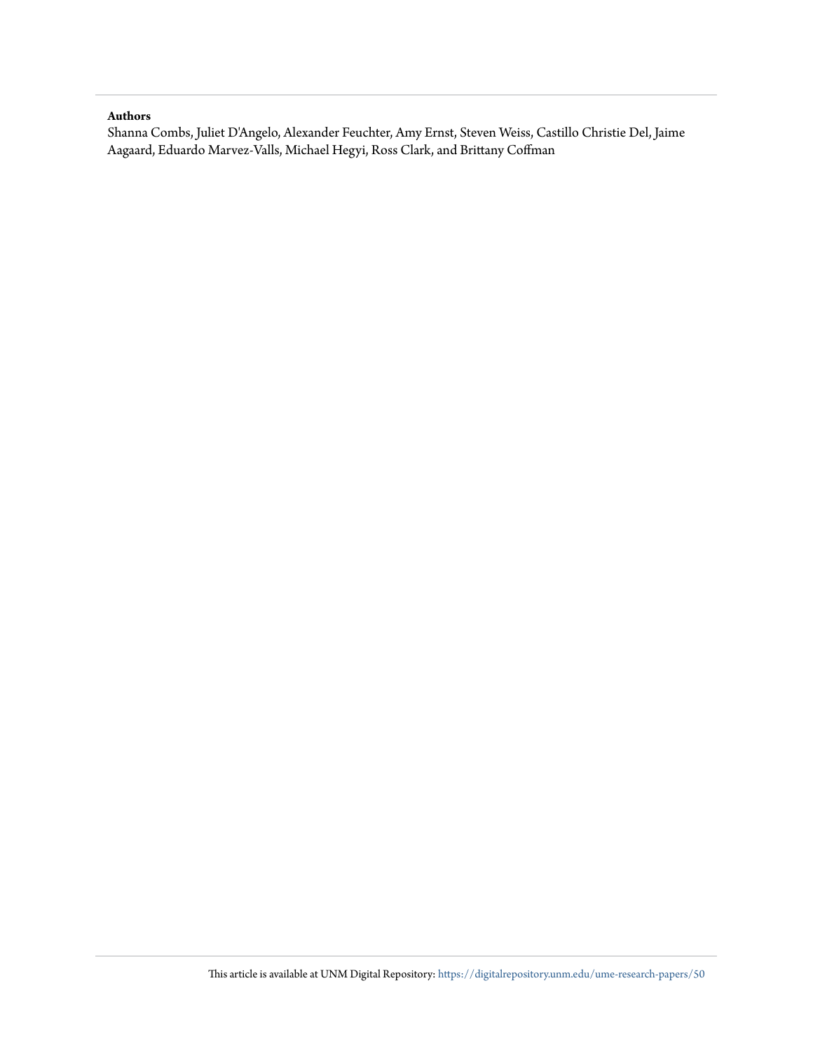**Authors**

Shanna Combs, Juliet D'Angelo, Alexander Feuchter, Amy Ernst, Steven Weiss, Castillo Christie Del, Jaime Aagaard, Eduardo Marvez-Valls, Michael Hegyi, Ross Clark, and Brittany Coffman

This article is available at UNM Digital Repository: https://digitalrepository.unm.edu/ume-research-papers/50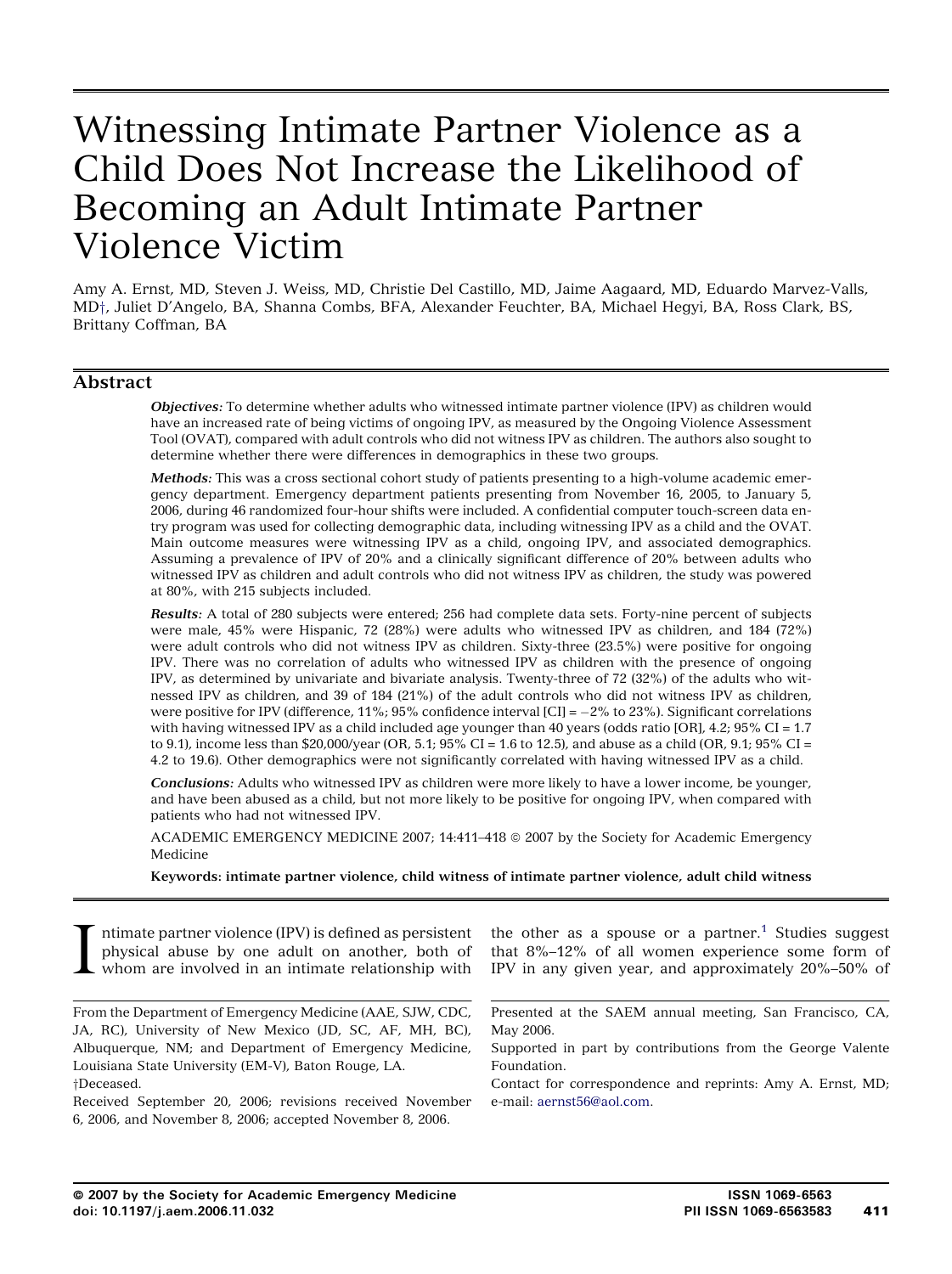# Witnessing Intimate Partner Violence as a Child Does Not Increase the Likelihood of Becoming an Adult Intimate Partner Violence Victim

Amy A. Ernst, MD, Steven J. Weiss, MD, Christie Del Castillo, MD, Jaime Aagaard, MD, Eduardo Marvez-Valls, MD†, Juliet D'Angelo, BA, Shanna Combs, BFA, Alexander Feuchter, BA, Michael Hegyi, BA, Ross Clark, BS, Brittany Coffman, BA

## Abstract

***Objectives:*** To determine whether adults who witnessed intimate partner violence (IPV) as children would have an increased rate of being victims of ongoing IPV, as measured by the Ongoing Violence Assessment Tool (OVAT), compared with adult controls who did not witness IPV as children. The authors also sought to determine whether there were differences in demographics in these two groups.

***Methods:*** This was a cross sectional cohort study of patients presenting to a high-volume academic emergency department. Emergency department patients presenting from November 16, 2005, to January 5, 2006, during 46 randomized four-hour shifts were included. A confidential computer touch-screen data entry program was used for collecting demographic data, including witnessing IPV as a child and the OVAT. Main outcome measures were witnessing IPV as a child, ongoing IPV, and associated demographics. Assuming a prevalence of IPV of 20% and a clinically significant difference of 20% between adults who witnessed IPV as children and adult controls who did not witness IPV as children, the study was powered at 80%, with 215 subjects included.

***Results:*** A total of 280 subjects were entered; 256 had complete data sets. Forty-nine percent of subjects were male, 45% were Hispanic, 72 (28%) were adults who witnessed IPV as children, and 184 (72%) were adult controls who did not witness IPV as children. Sixty-three (23.5%) were positive for ongoing IPV. There was no correlation of adults who witnessed IPV as children with the presence of ongoing IPV, as determined by univariate and bivariate analysis. Twenty-three of 72 (32%) of the adults who witnessed IPV as children, and 39 of 184 (21%) of the adult controls who did not witness IPV as children, were positive for IPV (difference, 11%; 95% confidence interval [CI] = −2% to 23%). Significant correlations with having witnessed IPV as a child included age younger than 40 years (odds ratio [OR], 4.2; 95% CI = 1.7 to 9.1), income less than $20,000/year (OR, 5.1; 95% CI = 1.6 to 12.5), and abuse as a child (OR, 9.1; 95% CI = 4.2 to 19.6). Other demographics were not significantly correlated with having witnessed IPV as a child.

***Conclusions:*** Adults who witnessed IPV as children were more likely to have a lower income, be younger, and have been abused as a child, but not more likely to be positive for ongoing IPV, when compared with patients who had not witnessed IPV.

ACADEMIC EMERGENCY MEDICINE 2007; 14:411–418 © 2007 by the Society for Academic Emergency Medicine

**Keywords: intimate partner violence, child witness of intimate partner violence, adult child witness**

Intimate partner violence (IPV) is defined as persistent physical abuse by one adult on another, both of whom are involved in an intimate relationship with the other as a spouse or a partner.[1] Studies suggest that 8%–12% of all women experience some form of IPV in any given year, and approximately 20%–50% of

From the Department of Emergency Medicine (AAE, SJW, CDC, JA, RC), University of New Mexico (JD, SC, AF, MH, BC), Albuquerque, NM; and Department of Emergency Medicine, Louisiana State University (EM-V), Baton Rouge, LA.

†Deceased.

Received September 20, 2006; revisions received November 6, 2006, and November 8, 2006; accepted November 8, 2006.

Presented at the SAEM annual meeting, San Francisco, CA, May 2006.

Supported in part by contributions from the George Valente Foundation.

Contact for correspondence and reprints: Amy A. Ernst, MD; e-mail: aernst56@aol.com.

© 2007 by the Society for Academic Emergency Medicine
doi: 10.1197/j.aem.2006.11.032

ISSN 1069-6563
PII ISSN 1069-6563583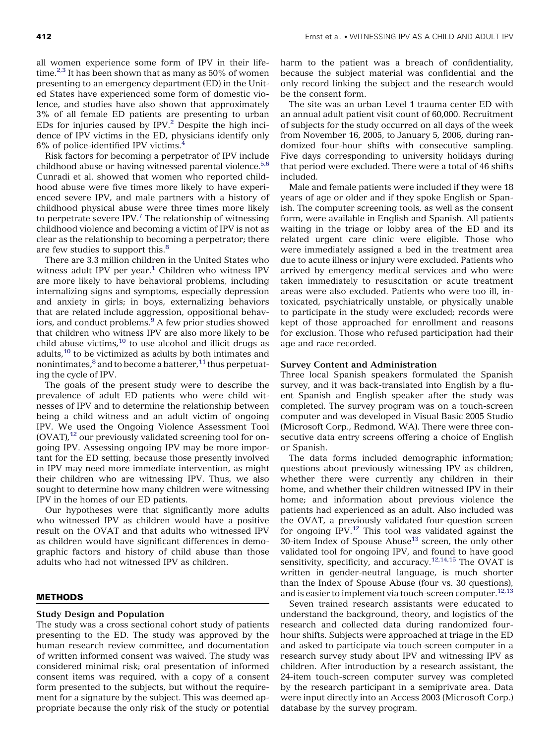all women experience some form of IPV in their lifetime.[2,3] It has been shown that as many as 50% of women presenting to an emergency department (ED) in the United States have experienced some form of domestic violence, and studies have also shown that approximately 3% of all female ED patients are presenting to urban EDs for injuries caused by IPV.[2] Despite the high incidence of IPV victims in the ED, physicians identify only 6% of police-identified IPV victims.[4]

Risk factors for becoming a perpetrator of IPV include childhood abuse or having witnessed parental violence.[5,6] Cunradi et al. showed that women who reported childhood abuse were five times more likely to have experienced severe IPV, and male partners with a history of childhood physical abuse were three times more likely to perpetrate severe IPV.[7] The relationship of witnessing childhood violence and becoming a victim of IPV is not as clear as the relationship to becoming a perpetrator; there are few studies to support this.[8]

There are 3.3 million children in the United States who witness adult IPV per year.[1] Children who witness IPV are more likely to have behavioral problems, including internalizing signs and symptoms, especially depression and anxiety in girls; in boys, externalizing behaviors that are related include aggression, oppositional behaviors, and conduct problems.[9] A few prior studies showed that children who witness IPV are also more likely to be child abuse victims,[10] to use alcohol and illicit drugs as adults,[10] to be victimized as adults by both intimates and nonintimates,[8] and to become a batterer,[11] thus perpetuating the cycle of IPV.

The goals of the present study were to describe the prevalence of adult ED patients who were child witnesses of IPV and to determine the relationship between being a child witness and an adult victim of ongoing IPV. We used the Ongoing Violence Assessment Tool (OVAT),[12] our previously validated screening tool for ongoing IPV. Assessing ongoing IPV may be more important for the ED setting, because those presently involved in IPV may need more immediate intervention, as might their children who are witnessing IPV. Thus, we also sought to determine how many children were witnessing IPV in the homes of our ED patients.

Our hypotheses were that significantly more adults who witnessed IPV as children would have a positive result on the OVAT and that adults who witnessed IPV as children would have significant differences in demographic factors and history of child abuse than those adults who had not witnessed IPV as children.

## METHODS

### Study Design and Population

The study was a cross sectional cohort study of patients presenting to the ED. The study was approved by the human research review committee, and documentation of written informed consent was waived. The study was considered minimal risk; oral presentation of informed consent items was required, with a copy of a consent form presented to the subjects, but without the requirement for a signature by the subject. This was deemed appropriate because the only risk of the study or potential harm to the patient was a breach of confidentiality, because the subject material was confidential and the only record linking the subject and the research would be the consent form.

The site was an urban Level 1 trauma center ED with an annual adult patient visit count of 60,000. Recruitment of subjects for the study occurred on all days of the week from November 16, 2005, to January 5, 2006, during randomized four-hour shifts with consecutive sampling. Five days corresponding to university holidays during that period were excluded. There were a total of 46 shifts included.

Male and female patients were included if they were 18 years of age or older and if they spoke English or Spanish. The computer screening tools, as well as the consent form, were available in English and Spanish. All patients waiting in the triage or lobby area of the ED and its related urgent care clinic were eligible. Those who were immediately assigned a bed in the treatment area due to acute illness or injury were excluded. Patients who arrived by emergency medical services and who were taken immediately to resuscitation or acute treatment areas were also excluded. Patients who were too ill, intoxicated, psychiatrically unstable, or physically unable to participate in the study were excluded; records were kept of those approached for enrollment and reasons for exclusion. Those who refused participation had their age and race recorded.

### Survey Content and Administration

Three local Spanish speakers formulated the Spanish survey, and it was back-translated into English by a fluent Spanish and English speaker after the study was completed. The survey program was on a touch-screen computer and was developed in Visual Basic 2005 Studio (Microsoft Corp., Redmond, WA). There were three consecutive data entry screens offering a choice of English or Spanish.

The data forms included demographic information; questions about previously witnessing IPV as children, whether there were currently any children in their home, and whether their children witnessed IPV in their home; and information about previous violence the patients had experienced as an adult. Also included was the OVAT, a previously validated four-question screen for ongoing IPV.[12] This tool was validated against the 30-item Index of Spouse Abuse[13] screen, the only other validated tool for ongoing IPV, and found to have good sensitivity, specificity, and accuracy.[12,14,15] The OVAT is written in gender-neutral language, is much shorter than the Index of Spouse Abuse (four vs. 30 questions), and is easier to implement via touch-screen computer.[12,13]

Seven trained research assistants were educated to understand the background, theory, and logistics of the research and collected data during randomized four-hour shifts. Subjects were approached at triage in the ED and asked to participate via touch-screen computer in a research survey study about IPV and witnessing IPV as children. After introduction by a research assistant, the 24-item touch-screen computer survey was completed by the research participant in a semiprivate area. Data were input directly into an Access 2003 (Microsoft Corp.) database by the survey program.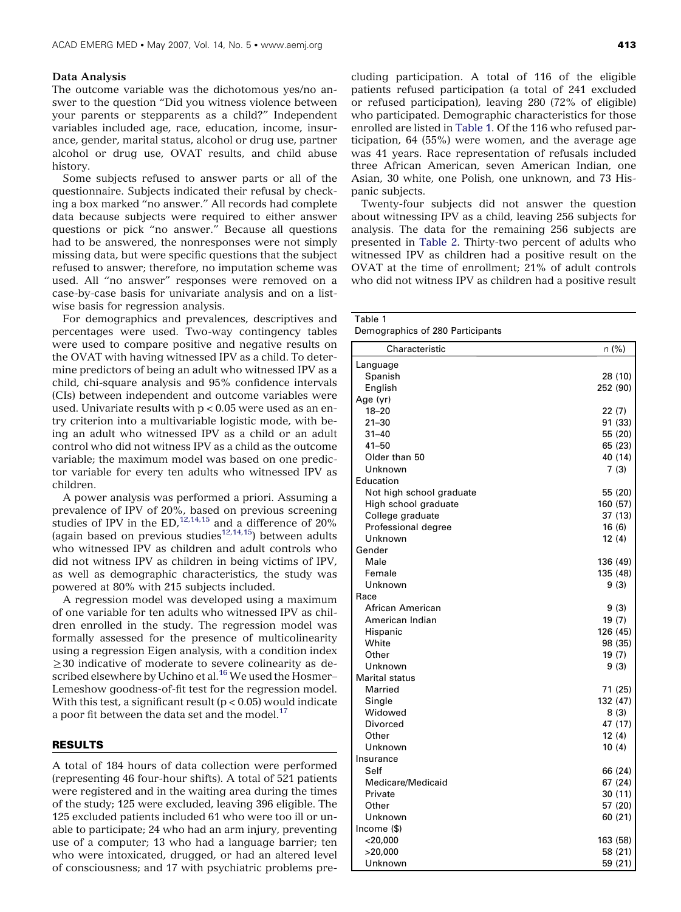### Data Analysis

The outcome variable was the dichotomous yes/no answer to the question "Did you witness violence between your parents or stepparents as a child?" Independent variables included age, race, education, income, insurance, gender, marital status, alcohol or drug use, partner alcohol or drug use, OVAT results, and child abuse history.

Some subjects refused to answer parts or all of the questionnaire. Subjects indicated their refusal by checking a box marked "no answer." All records had complete data because subjects were required to either answer questions or pick "no answer." Because all questions had to be answered, the nonresponses were not simply missing data, but were specific questions that the subject refused to answer; therefore, no imputation scheme was used. All "no answer" responses were removed on a case-by-case basis for univariate analysis and on a listwise basis for regression analysis.

For demographics and prevalences, descriptives and percentages were used. Two-way contingency tables were used to compare positive and negative results on the OVAT with having witnessed IPV as a child. To determine predictors of being an adult who witnessed IPV as a child, chi-square analysis and 95% confidence intervals (CIs) between independent and outcome variables were used. Univariate results with $p < 0.05$ were used as an entry criterion into a multivariable logistic mode, with being an adult who witnessed IPV as a child or an adult control who did not witness IPV as a child as the outcome variable; the maximum model was based on one predictor variable for every ten adults who witnessed IPV as children.

A power analysis was performed a priori. Assuming a prevalence of IPV of 20%, based on previous screening studies of IPV in the ED,[12,14,15] and a difference of 20% (again based on previous studies[12,14,15]) between adults who witnessed IPV as children and adult controls who did not witness IPV as children in being victims of IPV, as well as demographic characteristics, the study was powered at 80% with 215 subjects included.

A regression model was developed using a maximum of one variable for ten adults who witnessed IPV as children enrolled in the study. The regression model was formally assessed for the presence of multicolinearity using a regression Eigen analysis, with a condition index $\geq 30$ indicative of moderate to severe colinearity as described elsewhere by Uchino et al.[16] We used the Hosmer–Lemeshow goodness-of-fit test for the regression model. With this test, a significant result ($p < 0.05$) would indicate a poor fit between the data set and the model.[17]

## RESULTS

A total of 184 hours of data collection were performed (representing 46 four-hour shifts). A total of 521 patients were registered and in the waiting area during the times of the study; 125 were excluded, leaving 396 eligible. The 125 excluded patients included 61 who were too ill or unable to participate; 24 who had an arm injury, preventing use of a computer; 13 who had a language barrier; ten who were intoxicated, drugged, or had an altered level of consciousness; and 17 with psychiatric problems precluding participation. A total of 116 of the eligible patients refused participation (a total of 241 excluded or refused participation), leaving 280 (72% of eligible) who participated. Demographic characteristics for those enrolled are listed in Table 1. Of the 116 who refused participation, 64 (55%) were women, and the average age was 41 years. Race representation of refusals included three African American, seven American Indian, one Asian, 30 white, one Polish, one unknown, and 73 Hispanic subjects.

Twenty-four subjects did not answer the question about witnessing IPV as a child, leaving 256 subjects for analysis. The data for the remaining 256 subjects are presented in Table 2. Thirty-two percent of adults who witnessed IPV as children had a positive result on the OVAT at the time of enrollment; 21% of adult controls who did not witness IPV as children had a positive result

Table 1
Demographics of 280 Participants

| Characteristic | n (%) |
|---|---|
| Language | |
| Spanish | 28 (10) |
| English | 252 (90) |
| Age (yr) | |
| 18–20 | 22 (7) |
| 21–30 | 91 (33) |
| 31–40 | 55 (20) |
| 41–50 | 65 (23) |
| Older than 50 | 40 (14) |
| Unknown | 7 (3) |
| Education | |
| Not high school graduate | 55 (20) |
| High school graduate | 160 (57) |
| College graduate | 37 (13) |
| Professional degree | 16 (6) |
| Unknown | 12 (4) |
| Gender | |
| Male | 136 (49) |
| Female | 135 (48) |
| Unknown | 9 (3) |
| Race | |
| African American | 9 (3) |
| American Indian | 19 (7) |
| Hispanic | 126 (45) |
| White | 98 (35) |
| Other | 19 (7) |
| Unknown | 9 (3) |
| Marital status | |
| Married | 71 (25) |
| Single | 132 (47) |
| Widowed | 8 (3) |
| Divorced | 47 (17) |
| Other | 12 (4) |
| Unknown | 10 (4) |
| Insurance | |
| Self | 66 (24) |
| Medicare/Medicaid | 67 (24) |
| Private | 30 (11) |
| Other | 57 (20) |
| Unknown | 60 (21) |
| Income ($) | |
| <20,000 | 163 (58) |
| >20,000 | 58 (21) |
| Unknown | 59 (21) |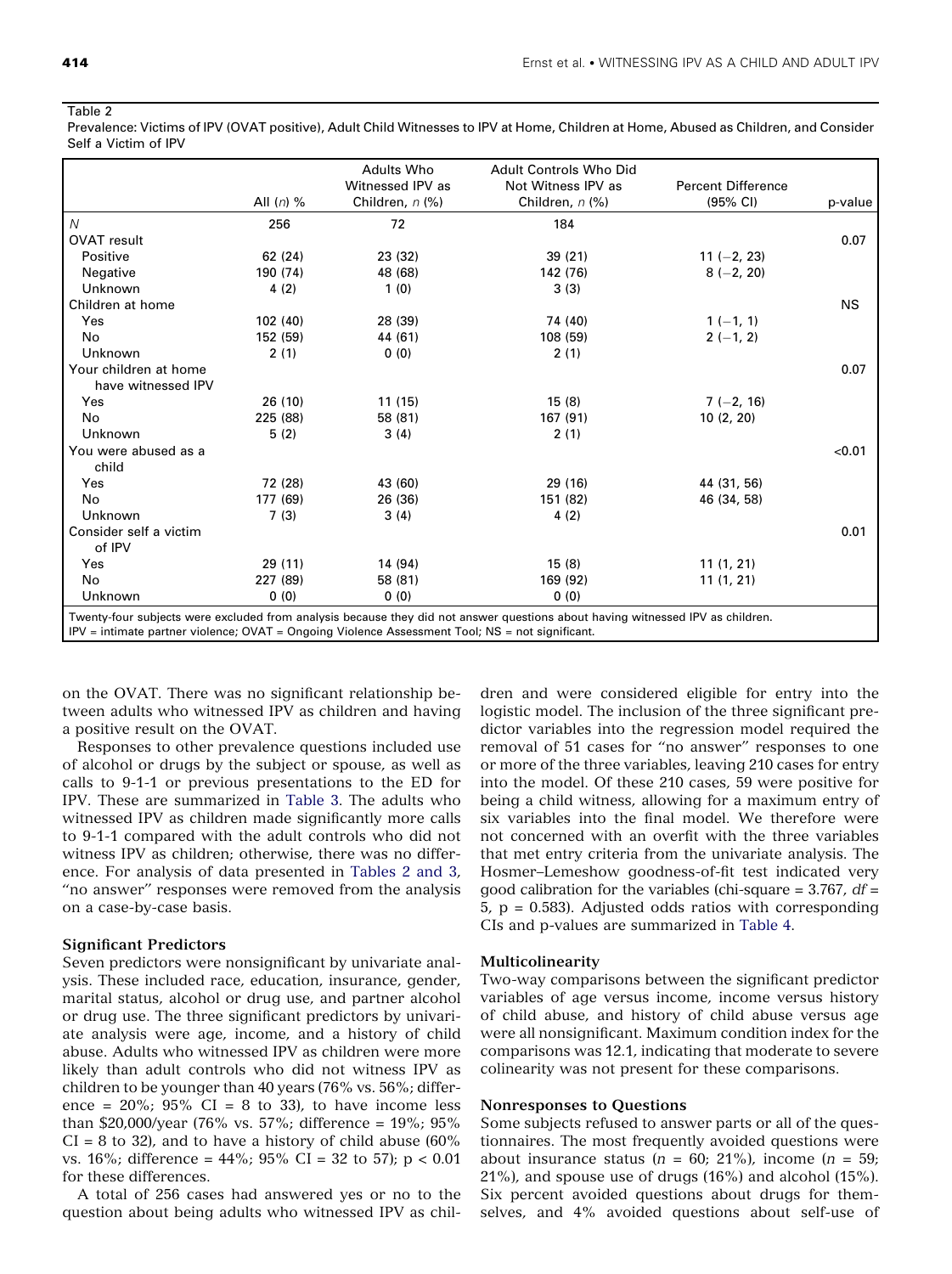Table 2

Prevalence: Victims of IPV (OVAT positive), Adult Child Witnesses to IPV at Home, Children at Home, Abused as Children, and Consider Self a Victim of IPV

| | All (*n*) % | Adults Who Witnessed IPV as Children, *n* (%) | Adult Controls Who Did Not Witness IPV as Children, *n* (%) | Percent Difference (95% CI) | p-value |
|---|---|---|---|---|---|
| *N* | 256 | 72 | 184 | | |
| OVAT result | | | | | 0.07 |
| Positive | 62 (24) | 23 (32) | 39 (21) | 11 (−2, 23) | |
| Negative | 190 (74) | 48 (68) | 142 (76) | 8 (−2, 20) | |
| Unknown | 4 (2) | 1 (0) | 3 (3) | | |
| Children at home | | | | | NS |
| Yes | 102 (40) | 28 (39) | 74 (40) | 1 (−1, 1) | |
| No | 152 (59) | 44 (61) | 108 (59) | 2 (−1, 2) | |
| Unknown | 2 (1) | 0 (0) | 2 (1) | | |
| Your children at home have witnessed IPV | | | | | 0.07 |
| Yes | 26 (10) | 11 (15) | 15 (8) | 7 (−2, 16) | |
| No | 225 (88) | 58 (81) | 167 (91) | 10 (2, 20) | |
| Unknown | 5 (2) | 3 (4) | 2 (1) | | |
| You were abused as a child | | | | | <0.01 |
| Yes | 72 (28) | 43 (60) | 29 (16) | 44 (31, 56) | |
| No | 177 (69) | 26 (36) | 151 (82) | 46 (34, 58) | |
| Unknown | 7 (3) | 3 (4) | 4 (2) | | |
| Consider self a victim of IPV | | | | | 0.01 |
| Yes | 29 (11) | 14 (94) | 15 (8) | 11 (1, 21) | |
| No | 227 (89) | 58 (81) | 169 (92) | 11 (1, 21) | |
| Unknown | 0 (0) | 0 (0) | 0 (0) | | |

Twenty-four subjects were excluded from analysis because they did not answer questions about having witnessed IPV as children.
IPV = intimate partner violence; OVAT = Ongoing Violence Assessment Tool; NS = not significant.

on the OVAT. There was no significant relationship between adults who witnessed IPV as children and having a positive result on the OVAT.

Responses to other prevalence questions included use of alcohol or drugs by the subject or spouse, as well as calls to 9-1-1 or previous presentations to the ED for IPV. These are summarized in Table 3. The adults who witnessed IPV as children made significantly more calls to 9-1-1 compared with the adult controls who did not witness IPV as children; otherwise, there was no difference. For analysis of data presented in Tables 2 and 3, "no answer" responses were removed from the analysis on a case-by-case basis.

### Significant Predictors

Seven predictors were nonsignificant by univariate analysis. These included race, education, insurance, gender, marital status, alcohol or drug use, and partner alcohol or drug use. The three significant predictors by univariate analysis were age, income, and a history of child abuse. Adults who witnessed IPV as children were more likely than adult controls who did not witness IPV as children to be younger than 40 years (76% vs. 56%; difference = 20%; 95% CI = 8 to 33), to have income less than \$20,000/year (76% vs. 57%; difference = 19%; 95% CI = 8 to 32), and to have a history of child abuse (60% vs. 16%; difference = 44%; 95% CI = 32 to 57); $p < 0.01$ for these differences.

A total of 256 cases had answered yes or no to the question about being adults who witnessed IPV as children and were considered eligible for entry into the logistic model. The inclusion of the three significant predictor variables into the regression model required the removal of 51 cases for "no answer" responses to one or more of the three variables, leaving 210 cases for entry into the model. Of these 210 cases, 59 were positive for being a child witness, allowing for a maximum entry of six variables into the final model. We therefore were not concerned with an overfit with the three variables that met entry criteria from the univariate analysis. The Hosmer–Lemeshow goodness-of-fit test indicated very good calibration for the variables (chi-square = 3.767, $df$ = 5, p = 0.583). Adjusted odds ratios with corresponding CIs and p-values are summarized in Table 4.

### Multicolinearity

Two-way comparisons between the significant predictor variables of age versus income, income versus history of child abuse, and history of child abuse versus age were all nonsignificant. Maximum condition index for the comparisons was 12.1, indicating that moderate to severe colinearity was not present for these comparisons.

### Nonresponses to Questions

Some subjects refused to answer parts or all of the questionnaires. The most frequently avoided questions were about insurance status ($n$ = 60; 21%), income ($n$ = 59; 21%), and spouse use of drugs (16%) and alcohol (15%). Six percent avoided questions about drugs for themselves, and 4% avoided questions about self-use of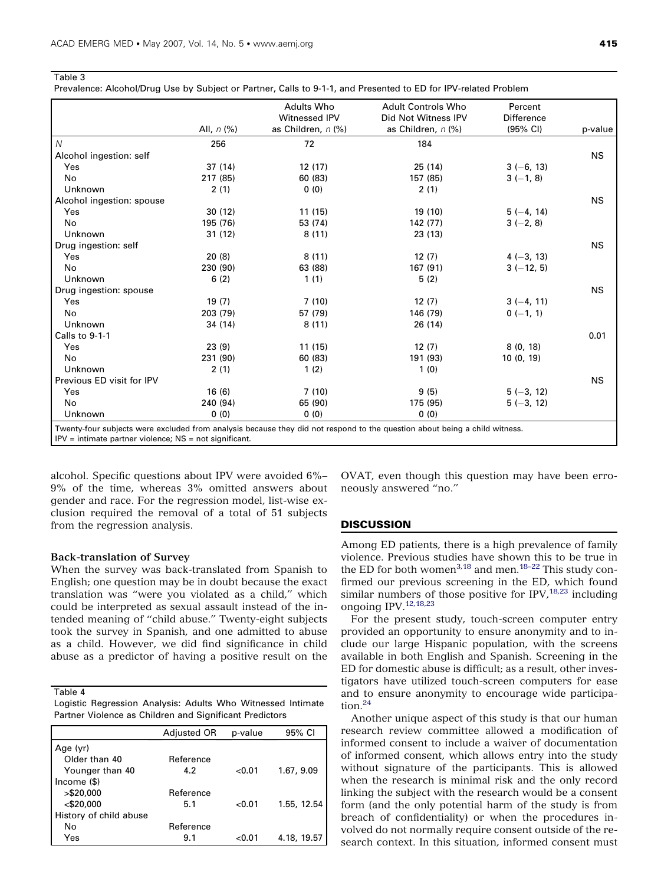Table 3
Prevalence: Alcohol/Drug Use by Subject or Partner, Calls to 9-1-1, and Presented to ED for IPV-related Problem

| | All, *n* (%) | Adults Who Witnessed IPV as Children, *n* (%) | Adult Controls Who Did Not Witness IPV as Children, *n* (%) | Percent Difference (95% CI) | p-value |
|---|---|---|---|---|---|
| *N* | 256 | 72 | 184 | | |
| Alcohol ingestion: self | | | | | NS |
| Yes | 37 (14) | 12 (17) | 25 (14) | 3 (−6, 13) | |
| No | 217 (85) | 60 (83) | 157 (85) | 3 (−1, 8) | |
| Unknown | 2 (1) | 0 (0) | 2 (1) | | |
| Alcohol ingestion: spouse | | | | | NS |
| Yes | 30 (12) | 11 (15) | 19 (10) | 5 (−4, 14) | |
| No | 195 (76) | 53 (74) | 142 (77) | 3 (−2, 8) | |
| Unknown | 31 (12) | 8 (11) | 23 (13) | | |
| Drug ingestion: self | | | | | NS |
| Yes | 20 (8) | 8 (11) | 12 (7) | 4 (−3, 13) | |
| No | 230 (90) | 63 (88) | 167 (91) | 3 (−12, 5) | |
| Unknown | 6 (2) | 1 (1) | 5 (2) | | |
| Drug ingestion: spouse | | | | | NS |
| Yes | 19 (7) | 7 (10) | 12 (7) | 3 (−4, 11) | |
| No | 203 (79) | 57 (79) | 146 (79) | 0 (−1, 1) | |
| Unknown | 34 (14) | 8 (11) | 26 (14) | | |
| Calls to 9-1-1 | | | | | 0.01 |
| Yes | 23 (9) | 11 (15) | 12 (7) | 8 (0, 18) | |
| No | 231 (90) | 60 (83) | 191 (93) | 10 (0, 19) | |
| Unknown | 2 (1) | 1 (2) | 1 (0) | | |
| Previous ED visit for IPV | | | | | NS |
| Yes | 16 (6) | 7 (10) | 9 (5) | 5 (−3, 12) | |
| No | 240 (94) | 65 (90) | 175 (95) | 5 (−3, 12) | |
| Unknown | 0 (0) | 0 (0) | 0 (0) | | |

Twenty-four subjects were excluded from analysis because they did not respond to the question about being a child witness.
IPV = intimate partner violence; NS = not significant.

alcohol. Specific questions about IPV were avoided 6%–9% of the time, whereas 3% omitted answers about gender and race. For the regression model, list-wise exclusion required the removal of a total of 51 subjects from the regression analysis.

### Back-translation of Survey

When the survey was back-translated from Spanish to English; one question may be in doubt because the exact translation was "were you violated as a child," which could be interpreted as sexual assault instead of the intended meaning of "child abuse." Twenty-eight subjects took the survey in Spanish, and one admitted to abuse as a child. However, we did find significance in child abuse as a predictor of having a positive result on the OVAT, even though this question may have been erroneously answered "no."

Table 4
Logistic Regression Analysis: Adults Who Witnessed Intimate Partner Violence as Children and Significant Predictors

| | Adjusted OR | p-value | 95% CI |
|---|---|---|---|
| Age (yr) | | | |
| Older than 40 | Reference | | |
| Younger than 40 | 4.2 | <0.01 | 1.67, 9.09 |
| Income ($) | | | |
| >$20,000 | Reference | | |
| <$20,000 | 5.1 | <0.01 | 1.55, 12.54 |
| History of child abuse | | | |
| No | Reference | | |
| Yes | 9.1 | <0.01 | 4.18, 19.57 |

## DISCUSSION

Among ED patients, there is a high prevalence of family violence. Previous studies have shown this to be true in the ED for both women[3,18] and men.[18–22] This study confirmed our previous screening in the ED, which found similar numbers of those positive for IPV,[18,23] including ongoing IPV.[12,18,23]

For the present study, touch-screen computer entry provided an opportunity to ensure anonymity and to include our large Hispanic population, with the screens available in both English and Spanish. Screening in the ED for domestic abuse is difficult; as a result, other investigators have utilized touch-screen computers for ease and to ensure anonymity to encourage wide participation.[24]

Another unique aspect of this study is that our human research review committee allowed a modification of informed consent to include a waiver of documentation of informed consent, which allows entry into the study without signature of the participants. This is allowed when the research is minimal risk and the only record linking the subject with the research would be a consent form (and the only potential harm of the study is from breach of confidentiality) or when the procedures involved do not normally require consent outside of the research context. In this situation, informed consent must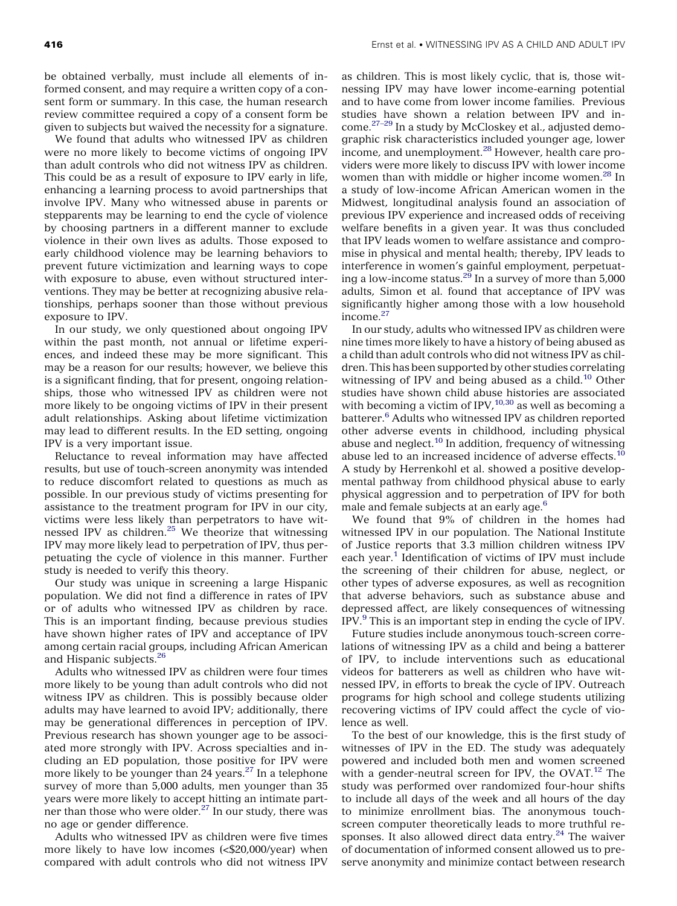be obtained verbally, must include all elements of informed consent, and may require a written copy of a consent form or summary. In this case, the human research review committee required a copy of a consent form be given to subjects but waived the necessity for a signature.

We found that adults who witnessed IPV as children were no more likely to become victims of ongoing IPV than adult controls who did not witness IPV as children. This could be as a result of exposure to IPV early in life, enhancing a learning process to avoid partnerships that involve IPV. Many who witnessed abuse in parents or stepparents may be learning to end the cycle of violence by choosing partners in a different manner to exclude violence in their own lives as adults. Those exposed to early childhood violence may be learning behaviors to prevent future victimization and learning ways to cope with exposure to abuse, even without structured interventions. They may be better at recognizing abusive relationships, perhaps sooner than those without previous exposure to IPV.

In our study, we only questioned about ongoing IPV within the past month, not annual or lifetime experiences, and indeed these may be more significant. This may be a reason for our results; however, we believe this is a significant finding, that for present, ongoing relationships, those who witnessed IPV as children were not more likely to be ongoing victims of IPV in their present adult relationships. Asking about lifetime victimization may lead to different results. In the ED setting, ongoing IPV is a very important issue.

Reluctance to reveal information may have affected results, but use of touch-screen anonymity was intended to reduce discomfort related to questions as much as possible. In our previous study of victims presenting for assistance to the treatment program for IPV in our city, victims were less likely than perpetrators to have witnessed IPV as children.[25] We theorize that witnessing IPV may more likely lead to perpetration of IPV, thus perpetuating the cycle of violence in this manner. Further study is needed to verify this theory.

Our study was unique in screening a large Hispanic population. We did not find a difference in rates of IPV or of adults who witnessed IPV as children by race. This is an important finding, because previous studies have shown higher rates of IPV and acceptance of IPV among certain racial groups, including African American and Hispanic subjects.[26]

Adults who witnessed IPV as children were four times more likely to be young than adult controls who did not witness IPV as children. This is possibly because older adults may have learned to avoid IPV; additionally, there may be generational differences in perception of IPV. Previous research has shown younger age to be associated more strongly with IPV. Across specialties and including an ED population, those positive for IPV were more likely to be younger than 24 years.[27] In a telephone survey of more than 5,000 adults, men younger than 35 years were more likely to accept hitting an intimate partner than those who were older.[27] In our study, there was no age or gender difference.

Adults who witnessed IPV as children were five times more likely to have low incomes (<$20,000/year) when compared with adult controls who did not witness IPV as children. This is most likely cyclic, that is, those witnessing IPV may have lower income-earning potential and to have come from lower income families. Previous studies have shown a relation between IPV and income.[27–29] In a study by McCloskey et al., adjusted demographic risk characteristics included younger age, lower income, and unemployment.[28] However, health care providers were more likely to discuss IPV with lower income women than with middle or higher income women.[28] In a study of low-income African American women in the Midwest, longitudinal analysis found an association of previous IPV experience and increased odds of receiving welfare benefits in a given year. It was thus concluded that IPV leads women to welfare assistance and compromise in physical and mental health; thereby, IPV leads to interference in women's gainful employment, perpetuating a low-income status.[29] In a survey of more than 5,000 adults, Simon et al. found that acceptance of IPV was significantly higher among those with a low household income.[27]

In our study, adults who witnessed IPV as children were nine times more likely to have a history of being abused as a child than adult controls who did not witness IPV as children. This has been supported by other studies correlating witnessing of IPV and being abused as a child.[10] Other studies have shown child abuse histories are associated with becoming a victim of IPV,[10,30] as well as becoming a batterer.[6] Adults who witnessed IPV as children reported other adverse events in childhood, including physical abuse and neglect.[10] In addition, frequency of witnessing abuse led to an increased incidence of adverse effects.[10] A study by Herrenkohl et al. showed a positive developmental pathway from childhood physical abuse to early physical aggression and to perpetration of IPV for both male and female subjects at an early age.[6]

We found that 9% of children in the homes had witnessed IPV in our population. The National Institute of Justice reports that 3.3 million children witness IPV each year.[1] Identification of victims of IPV must include the screening of their children for abuse, neglect, or other types of adverse exposures, as well as recognition that adverse behaviors, such as substance abuse and depressed affect, are likely consequences of witnessing IPV.[9] This is an important step in ending the cycle of IPV.

Future studies include anonymous touch-screen correlations of witnessing IPV as a child and being a batterer of IPV, to include interventions such as educational videos for batterers as well as children who have witnessed IPV, in efforts to break the cycle of IPV. Outreach programs for high school and college students utilizing recovering victims of IPV could affect the cycle of violence as well.

To the best of our knowledge, this is the first study of witnesses of IPV in the ED. The study was adequately powered and included both men and women screened with a gender-neutral screen for IPV, the OVAT.[12] The study was performed over randomized four-hour shifts to include all days of the week and all hours of the day to minimize enrollment bias. The anonymous touch-screen computer theoretically leads to more truthful responses. It also allowed direct data entry.[24] The waiver of documentation of informed consent allowed us to preserve anonymity and minimize contact between research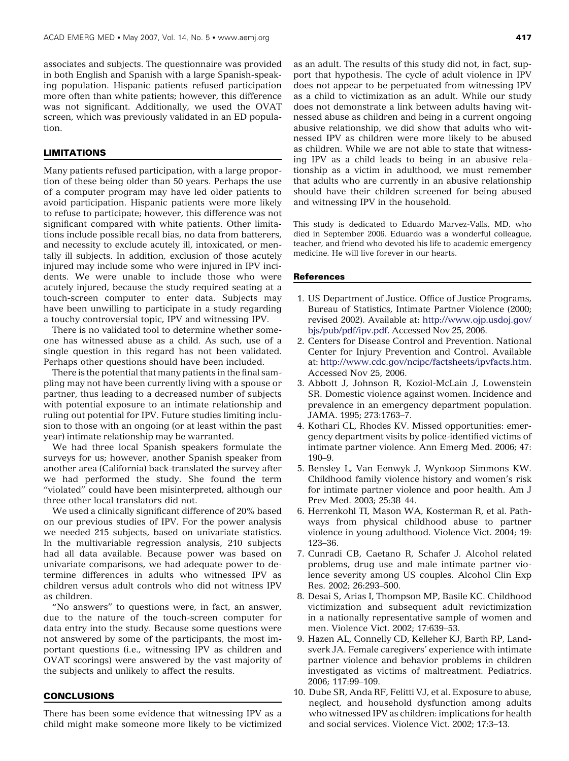associates and subjects. The questionnaire was provided in both English and Spanish with a large Spanish-speaking population. Hispanic patients refused participation more often than white patients; however, this difference was not significant. Additionally, we used the OVAT screen, which was previously validated in an ED population.

## LIMITATIONS

Many patients refused participation, with a large proportion of these being older than 50 years. Perhaps the use of a computer program may have led older patients to avoid participation. Hispanic patients were more likely to refuse to participate; however, this difference was not significant compared with white patients. Other limitations include possible recall bias, no data from batterers, and necessity to exclude acutely ill, intoxicated, or mentally ill subjects. In addition, exclusion of those acutely injured may include some who were injured in IPV incidents. We were unable to include those who were acutely injured, because the study required seating at a touch-screen computer to enter data. Subjects may have been unwilling to participate in a study regarding a touchy controversial topic, IPV and witnessing IPV.

There is no validated tool to determine whether someone has witnessed abuse as a child. As such, use of a single question in this regard has not been validated. Perhaps other questions should have been included.

There is the potential that many patients in the final sampling may not have been currently living with a spouse or partner, thus leading to a decreased number of subjects with potential exposure to an intimate relationship and ruling out potential for IPV. Future studies limiting inclusion to those with an ongoing (or at least within the past year) intimate relationship may be warranted.

We had three local Spanish speakers formulate the surveys for us; however, another Spanish speaker from another area (California) back-translated the survey after we had performed the study. She found the term "violated" could have been misinterpreted, although our three other local translators did not.

We used a clinically significant difference of 20% based on our previous studies of IPV. For the power analysis we needed 215 subjects, based on univariate statistics. In the multivariable regression analysis, 210 subjects had all data available. Because power was based on univariate comparisons, we had adequate power to determine differences in adults who witnessed IPV as children versus adult controls who did not witness IPV as children.

"No answers" to questions were, in fact, an answer, due to the nature of the touch-screen computer for data entry into the study. Because some questions were not answered by some of the participants, the most important questions (i.e., witnessing IPV as children and OVAT scorings) were answered by the vast majority of the subjects and unlikely to affect the results.

## CONCLUSIONS

There has been some evidence that witnessing IPV as a child might make someone more likely to be victimized as an adult. The results of this study did not, in fact, support that hypothesis. The cycle of adult violence in IPV does not appear to be perpetuated from witnessing IPV as a child to victimization as an adult. While our study does not demonstrate a link between adults having witnessed abuse as children and being in a current ongoing abusive relationship, we did show that adults who witnessed IPV as children were more likely to be abused as children. While we are not able to state that witnessing IPV as a child leads to being in an abusive relationship as a victim in adulthood, we must remember that adults who are currently in an abusive relationship should have their children screened for being abused and witnessing IPV in the household.

This study is dedicated to Eduardo Marvez-Valls, MD, who died in September 2006. Eduardo was a wonderful colleague, teacher, and friend who devoted his life to academic emergency medicine. He will live forever in our hearts.

## References

1. US Department of Justice. Office of Justice Programs, Bureau of Statistics, Intimate Partner Violence (2000; revised 2002). Available at: http://www.ojp.usdoj.gov/bjs/pub/pdf/ipv.pdf. Accessed Nov 25, 2006.
2. Centers for Disease Control and Prevention. National Center for Injury Prevention and Control. Available at: http://www.cdc.gov/ncipc/factsheets/ipvfacts.htm. Accessed Nov 25, 2006.
3. Abbott J, Johnson R, Koziol-McLain J, Lowenstein SR. Domestic violence against women. Incidence and prevalence in an emergency department population. JAMA. 1995; 273:1763–7.
4. Kothari CL, Rhodes KV. Missed opportunities: emergency department visits by police-identified victims of intimate partner violence. Ann Emerg Med. 2006; 47: 190–9.
5. Bensley L, Van Eenwyk J, Wynkoop Simmons KW. Childhood family violence history and women's risk for intimate partner violence and poor health. Am J Prev Med. 2003; 25:38–44.
6. Herrenkohl TI, Mason WA, Kosterman R, et al. Pathways from physical childhood abuse to partner violence in young adulthood. Violence Vict. 2004; 19: 123–36.
7. Cunradi CB, Caetano R, Schafer J. Alcohol related problems, drug use and male intimate partner violence severity among US couples. Alcohol Clin Exp Res. 2002; 26:293–500.
8. Desai S, Arias I, Thompson MP, Basile KC. Childhood victimization and subsequent adult revictimization in a nationally representative sample of women and men. Violence Vict. 2002; 17:639–53.
9. Hazen AL, Connelly CD, Kelleher KJ, Barth RP, Landsverk JA. Female caregivers' experience with intimate partner violence and behavior problems in children investigated as victims of maltreatment. Pediatrics. 2006; 117:99–109.
10. Dube SR, Anda RF, Felitti VJ, et al. Exposure to abuse, neglect, and household dysfunction among adults who witnessed IPV as children: implications for health and social services. Violence Vict. 2002; 17:3–13.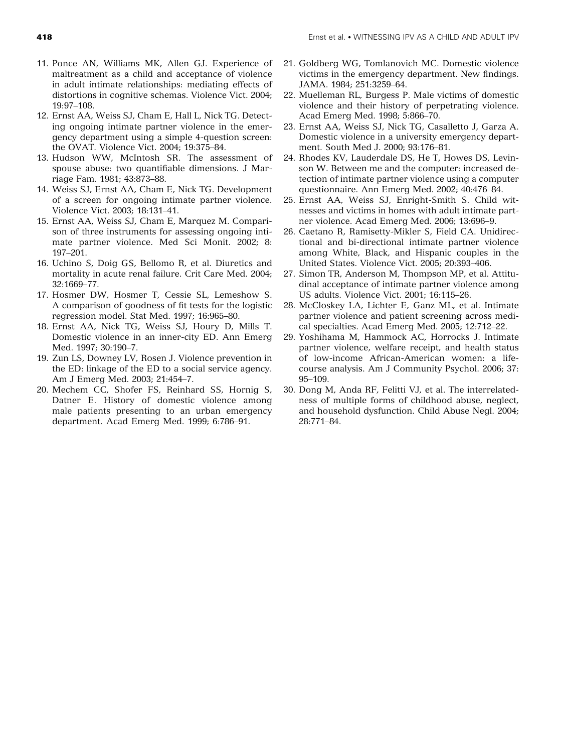11. Ponce AN, Williams MK, Allen GJ. Experience of maltreatment as a child and acceptance of violence in adult intimate relationships: mediating effects of distortions in cognitive schemas. Violence Vict. 2004; 19:97–108.
12. Ernst AA, Weiss SJ, Cham E, Hall L, Nick TG. Detecting ongoing intimate partner violence in the emergency department using a simple 4-question screen: the OVAT. Violence Vict. 2004; 19:375–84.
13. Hudson WW, McIntosh SR. The assessment of spouse abuse: two quantifiable dimensions. J Marriage Fam. 1981; 43:873–88.
14. Weiss SJ, Ernst AA, Cham E, Nick TG. Development of a screen for ongoing intimate partner violence. Violence Vict. 2003; 18:131–41.
15. Ernst AA, Weiss SJ, Cham E, Marquez M. Comparison of three instruments for assessing ongoing intimate partner violence. Med Sci Monit. 2002; 8: 197–201.
16. Uchino S, Doig GS, Bellomo R, et al. Diuretics and mortality in acute renal failure. Crit Care Med. 2004; 32:1669–77.
17. Hosmer DW, Hosmer T, Cessie SL, Lemeshow S. A comparison of goodness of fit tests for the logistic regression model. Stat Med. 1997; 16:965–80.
18. Ernst AA, Nick TG, Weiss SJ, Houry D, Mills T. Domestic violence in an inner-city ED. Ann Emerg Med. 1997; 30:190–7.
19. Zun LS, Downey LV, Rosen J. Violence prevention in the ED: linkage of the ED to a social service agency. Am J Emerg Med. 2003; 21:454–7.
20. Mechem CC, Shofer FS, Reinhard SS, Hornig S, Datner E. History of domestic violence among male patients presenting to an urban emergency department. Acad Emerg Med. 1999; 6:786–91.
21. Goldberg WG, Tomlanovich MC. Domestic violence victims in the emergency department. New findings. JAMA. 1984; 251:3259–64.
22. Muelleman RL, Burgess P. Male victims of domestic violence and their history of perpetrating violence. Acad Emerg Med. 1998; 5:866–70.
23. Ernst AA, Weiss SJ, Nick TG, Casalletto J, Garza A. Domestic violence in a university emergency department. South Med J. 2000; 93:176–81.
24. Rhodes KV, Lauderdale DS, He T, Howes DS, Levinson W. Between me and the computer: increased detection of intimate partner violence using a computer questionnaire. Ann Emerg Med. 2002; 40:476–84.
25. Ernst AA, Weiss SJ, Enright-Smith S. Child witnesses and victims in homes with adult intimate partner violence. Acad Emerg Med. 2006; 13:696–9.
26. Caetano R, Ramisetty-Mikler S, Field CA. Unidirectional and bi-directional intimate partner violence among White, Black, and Hispanic couples in the United States. Violence Vict. 2005; 20:393–406.
27. Simon TR, Anderson M, Thompson MP, et al. Attitudinal acceptance of intimate partner violence among US adults. Violence Vict. 2001; 16:115–26.
28. McCloskey LA, Lichter E, Ganz ML, et al. Intimate partner violence and patient screening across medical specialties. Acad Emerg Med. 2005; 12:712–22.
29. Yoshihama M, Hammock AC, Horrocks J. Intimate partner violence, welfare receipt, and health status of low-income African-American women: a lifecourse analysis. Am J Community Psychol. 2006; 37: 95–109.
30. Dong M, Anda RF, Felitti VJ, et al. The interrelatedness of multiple forms of childhood abuse, neglect, and household dysfunction. Child Abuse Negl. 2004; 28:771–84.